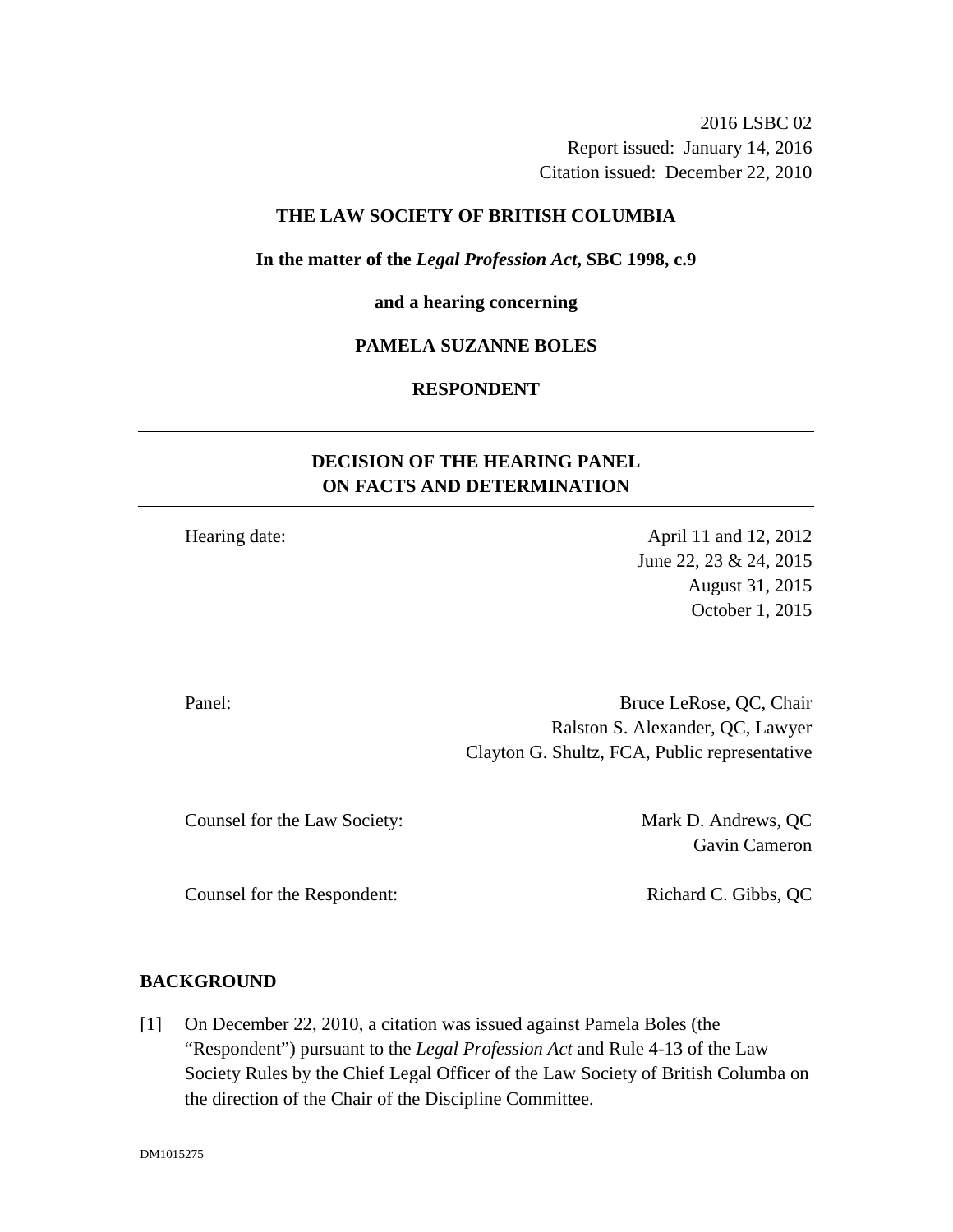2016 LSBC 02
Report issued: January 14, 2016
Citation issued: December 22, 2010

**THE LAW SOCIETY OF BRITISH COLUMBIA**

**In the matter of the *Legal Profession Act*, SBC 1998, c.9**

**and a hearing concerning**

**PAMELA SUZANNE BOLES**

**RESPONDENT**

---

## DECISION OF THE HEARING PANEL ON FACTS AND DETERMINATION

---

| | |
|---|---|
| Hearing date: | April 11 and 12, 2012<br>June 22, 23 & 24, 2015<br>August 31, 2015<br>October 1, 2015 |
| Panel: | Bruce LeRose, QC, Chair<br>Ralston S. Alexander, QC, Lawyer<br>Clayton G. Shultz, FCA, Public representative |
| Counsel for the Law Society: | Mark D. Andrews, QC<br>Gavin Cameron |
| Counsel for the Respondent: | Richard C. Gibbs, QC |

### BACKGROUND

[1] On December 22, 2010, a citation was issued against Pamela Boles (the "Respondent") pursuant to the *Legal Profession Act* and Rule 4-13 of the Law Society Rules by the Chief Legal Officer of the Law Society of British Columba on the direction of the Chair of the Discipline Committee.

DM1015275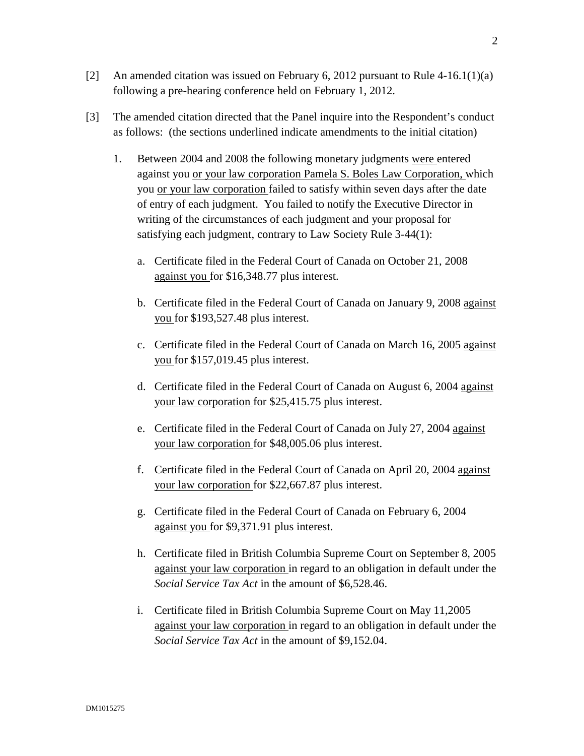[2] An amended citation was issued on February 6, 2012 pursuant to Rule 4-16.1(1)(a) following a pre-hearing conference held on February 1, 2012.

[3] The amended citation directed that the Panel inquire into the Respondent's conduct as follows: (the sections underlined indicate amendments to the initial citation)

1. Between 2004 and 2008 the following monetary judgments <u>were</u> entered against you <u>or your law corporation Pamela S. Boles Law Corporation,</u> which you <u>or your law corporation</u> failed to satisfy within seven days after the date of entry of each judgment. You failed to notify the Executive Director in writing of the circumstances of each judgment and your proposal for satisfying each judgment, contrary to Law Society Rule 3-44(1):

   a. Certificate filed in the Federal Court of Canada on October 21, 2008 <u>against you</u> for $16,348.77 plus interest.

   b. Certificate filed in the Federal Court of Canada on January 9, 2008 <u>against you</u> for $193,527.48 plus interest.

   c. Certificate filed in the Federal Court of Canada on March 16, 2005 <u>against you</u> for $157,019.45 plus interest.

   d. Certificate filed in the Federal Court of Canada on August 6, 2004 <u>against your law corporation</u> for $25,415.75 plus interest.

   e. Certificate filed in the Federal Court of Canada on July 27, 2004 <u>against your law corporation</u> for $48,005.06 plus interest.

   f. Certificate filed in the Federal Court of Canada on April 20, 2004 <u>against your law corporation</u> for $22,667.87 plus interest.

   g. Certificate filed in the Federal Court of Canada on February 6, 2004 <u>against you</u> for $9,371.91 plus interest.

   h. Certificate filed in British Columbia Supreme Court on September 8, 2005 <u>against your law corporation</u> in regard to an obligation in default under the *Social Service Tax Act* in the amount of $6,528.46.

   i. Certificate filed in British Columbia Supreme Court on May 11,2005 <u>against your law corporation</u> in regard to an obligation in default under the *Social Service Tax Act* in the amount of $9,152.04.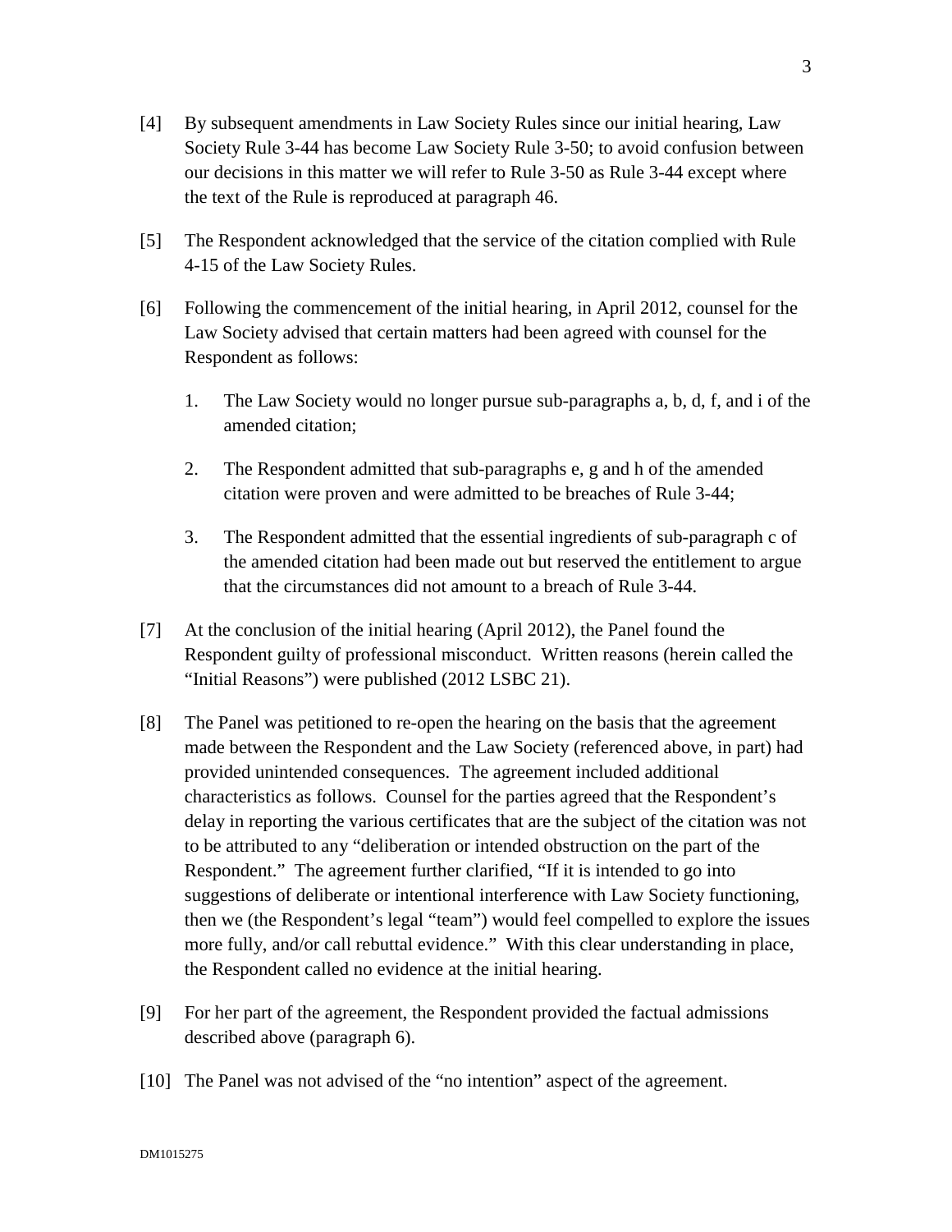[4] By subsequent amendments in Law Society Rules since our initial hearing, Law Society Rule 3-44 has become Law Society Rule 3-50; to avoid confusion between our decisions in this matter we will refer to Rule 3-50 as Rule 3-44 except where the text of the Rule is reproduced at paragraph 46.

[5] The Respondent acknowledged that the service of the citation complied with Rule 4-15 of the Law Society Rules.

[6] Following the commencement of the initial hearing, in April 2012, counsel for the Law Society advised that certain matters had been agreed with counsel for the Respondent as follows:

1. The Law Society would no longer pursue sub-paragraphs a, b, d, f, and i of the amended citation;
2. The Respondent admitted that sub-paragraphs e, g and h of the amended citation were proven and were admitted to be breaches of Rule 3-44;
3. The Respondent admitted that the essential ingredients of sub-paragraph c of the amended citation had been made out but reserved the entitlement to argue that the circumstances did not amount to a breach of Rule 3-44.

[7] At the conclusion of the initial hearing (April 2012), the Panel found the Respondent guilty of professional misconduct. Written reasons (herein called the "Initial Reasons") were published (2012 LSBC 21).

[8] The Panel was petitioned to re-open the hearing on the basis that the agreement made between the Respondent and the Law Society (referenced above, in part) had provided unintended consequences. The agreement included additional characteristics as follows. Counsel for the parties agreed that the Respondent's delay in reporting the various certificates that are the subject of the citation was not to be attributed to any "deliberation or intended obstruction on the part of the Respondent." The agreement further clarified, "If it is intended to go into suggestions of deliberate or intentional interference with Law Society functioning, then we (the Respondent's legal "team") would feel compelled to explore the issues more fully, and/or call rebuttal evidence." With this clear understanding in place, the Respondent called no evidence at the initial hearing.

[9] For her part of the agreement, the Respondent provided the factual admissions described above (paragraph 6).

[10] The Panel was not advised of the "no intention" aspect of the agreement.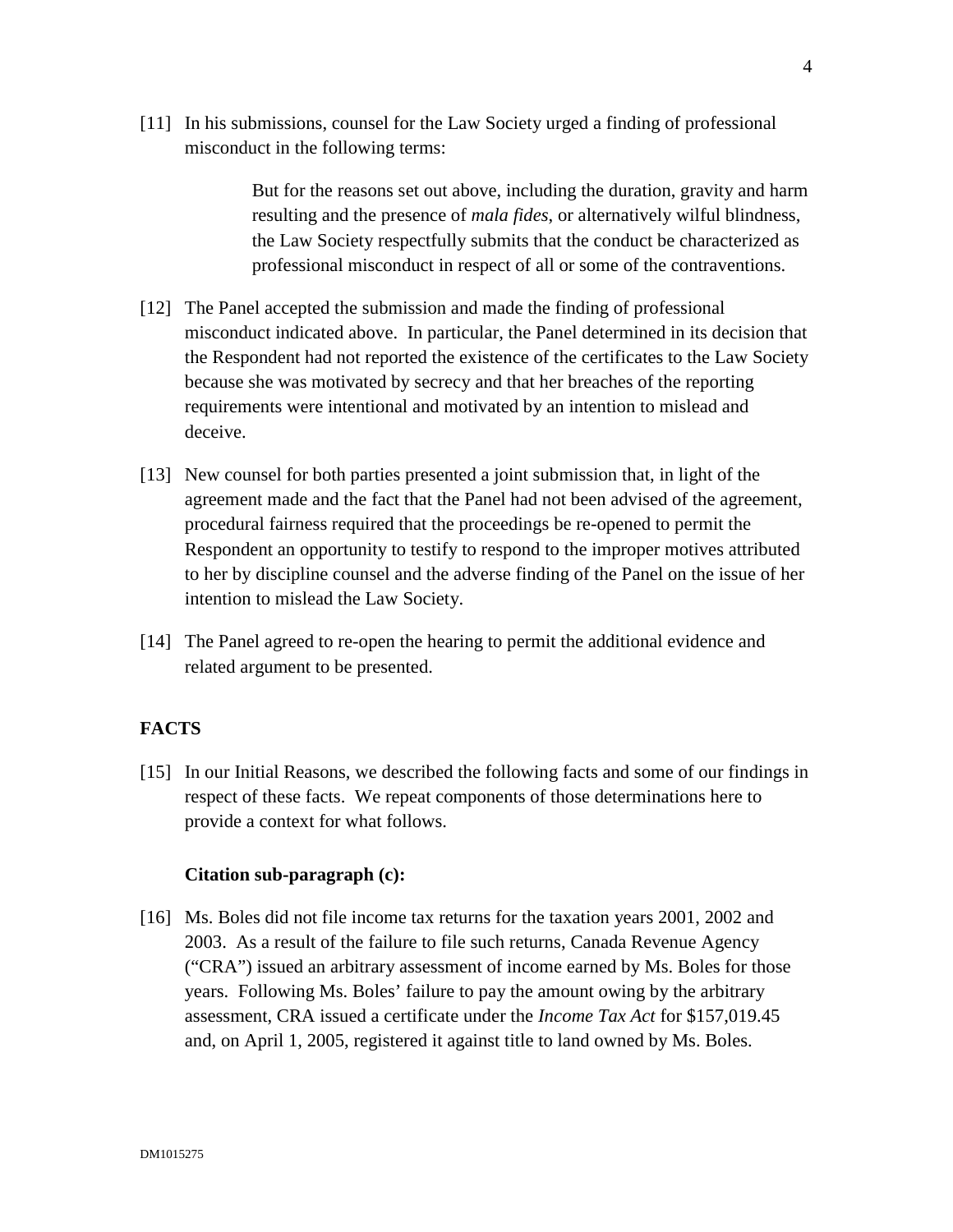[11] In his submissions, counsel for the Law Society urged a finding of professional misconduct in the following terms:

> But for the reasons set out above, including the duration, gravity and harm resulting and the presence of *mala fides*, or alternatively wilful blindness, the Law Society respectfully submits that the conduct be characterized as professional misconduct in respect of all or some of the contraventions.

[12] The Panel accepted the submission and made the finding of professional misconduct indicated above. In particular, the Panel determined in its decision that the Respondent had not reported the existence of the certificates to the Law Society because she was motivated by secrecy and that her breaches of the reporting requirements were intentional and motivated by an intention to mislead and deceive.

[13] New counsel for both parties presented a joint submission that, in light of the agreement made and the fact that the Panel had not been advised of the agreement, procedural fairness required that the proceedings be re-opened to permit the Respondent an opportunity to testify to respond to the improper motives attributed to her by discipline counsel and the adverse finding of the Panel on the issue of her intention to mislead the Law Society.

[14] The Panel agreed to re-open the hearing to permit the additional evidence and related argument to be presented.

## FACTS

[15] In our Initial Reasons, we described the following facts and some of our findings in respect of these facts. We repeat components of those determinations here to provide a context for what follows.

### Citation sub-paragraph (c):

[16] Ms. Boles did not file income tax returns for the taxation years 2001, 2002 and 2003. As a result of the failure to file such returns, Canada Revenue Agency ("CRA") issued an arbitrary assessment of income earned by Ms. Boles for those years. Following Ms. Boles' failure to pay the amount owing by the arbitrary assessment, CRA issued a certificate under the *Income Tax Act* for $157,019.45 and, on April 1, 2005, registered it against title to land owned by Ms. Boles.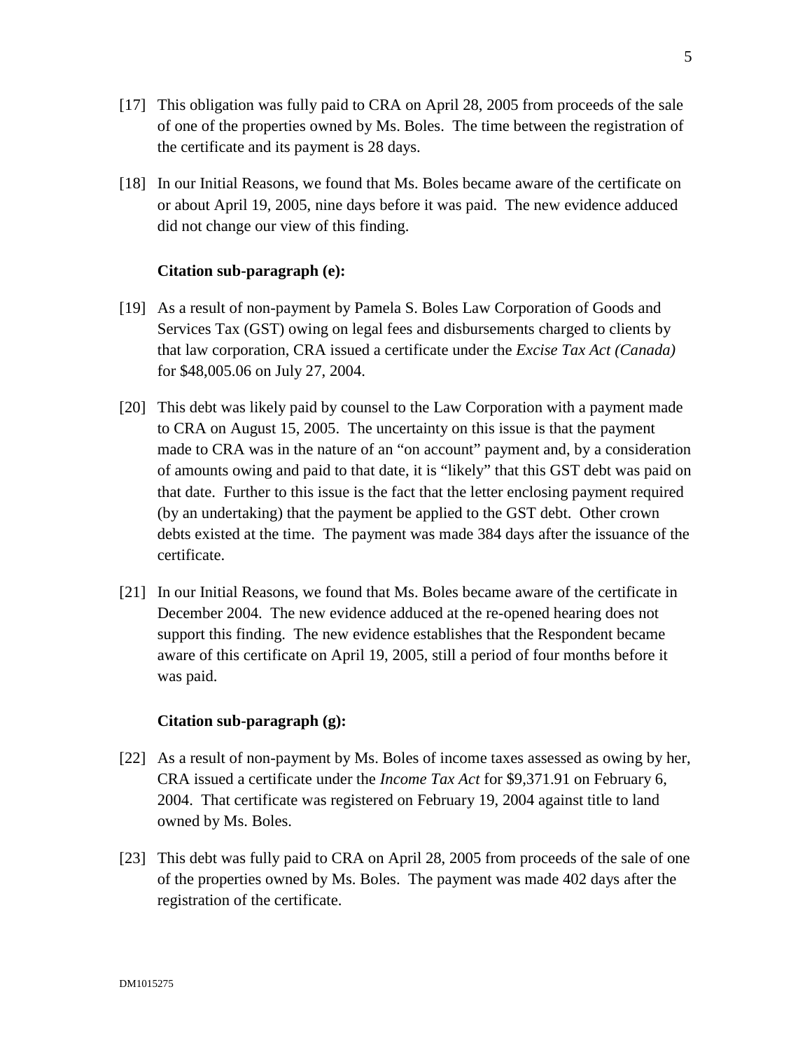[17] This obligation was fully paid to CRA on April 28, 2005 from proceeds of the sale of one of the properties owned by Ms. Boles. The time between the registration of the certificate and its payment is 28 days.

[18] In our Initial Reasons, we found that Ms. Boles became aware of the certificate on or about April 19, 2005, nine days before it was paid. The new evidence adduced did not change our view of this finding.

**Citation sub-paragraph (e):**

[19] As a result of non-payment by Pamela S. Boles Law Corporation of Goods and Services Tax (GST) owing on legal fees and disbursements charged to clients by that law corporation, CRA issued a certificate under the *Excise Tax Act (Canada)* for $48,005.06 on July 27, 2004.

[20] This debt was likely paid by counsel to the Law Corporation with a payment made to CRA on August 15, 2005. The uncertainty on this issue is that the payment made to CRA was in the nature of an "on account" payment and, by a consideration of amounts owing and paid to that date, it is "likely" that this GST debt was paid on that date. Further to this issue is the fact that the letter enclosing payment required (by an undertaking) that the payment be applied to the GST debt. Other crown debts existed at the time. The payment was made 384 days after the issuance of the certificate.

[21] In our Initial Reasons, we found that Ms. Boles became aware of the certificate in December 2004. The new evidence adduced at the re-opened hearing does not support this finding. The new evidence establishes that the Respondent became aware of this certificate on April 19, 2005, still a period of four months before it was paid.

**Citation sub-paragraph (g):**

[22] As a result of non-payment by Ms. Boles of income taxes assessed as owing by her, CRA issued a certificate under the *Income Tax Act* for $9,371.91 on February 6, 2004. That certificate was registered on February 19, 2004 against title to land owned by Ms. Boles.

[23] This debt was fully paid to CRA on April 28, 2005 from proceeds of the sale of one of the properties owned by Ms. Boles. The payment was made 402 days after the registration of the certificate.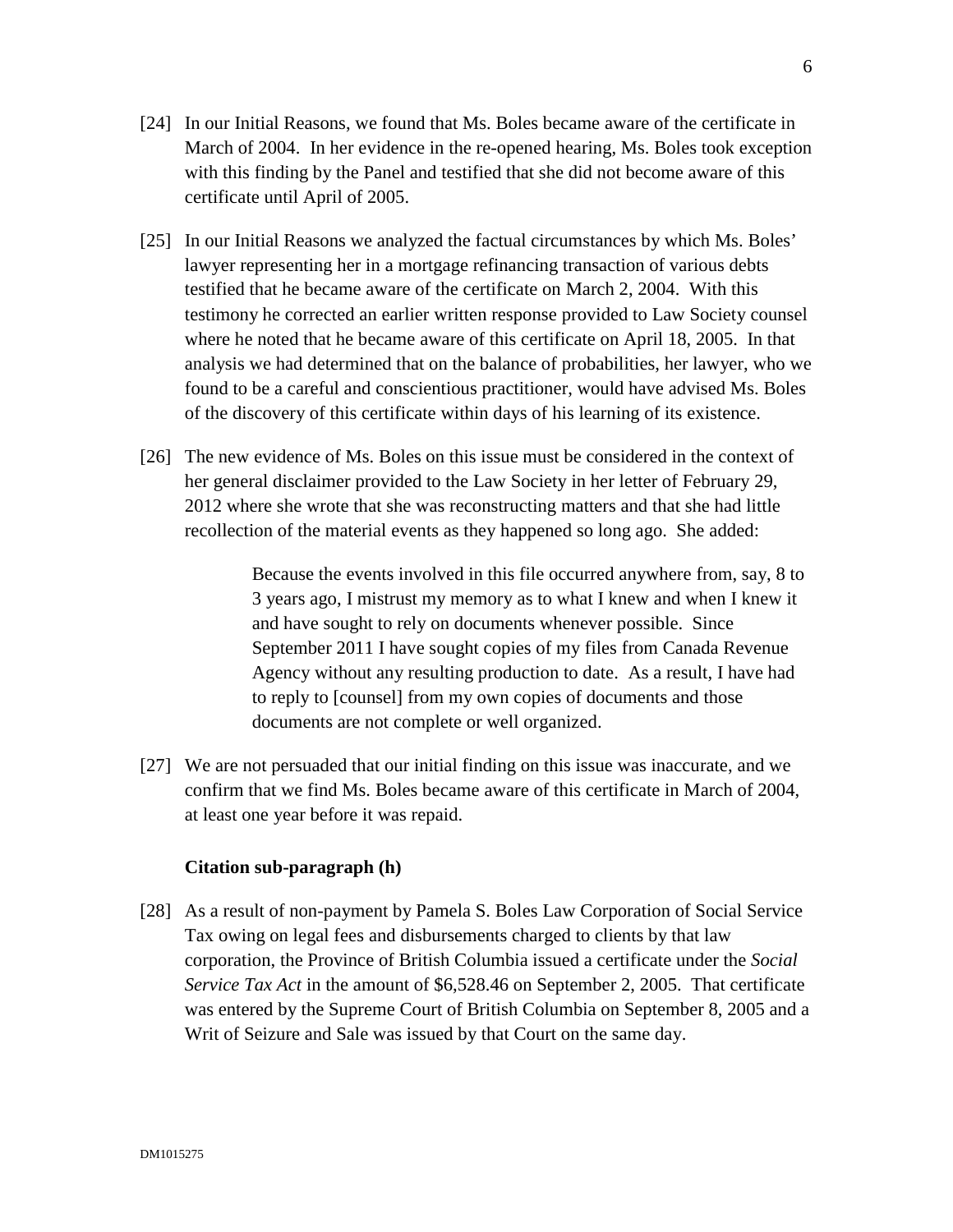[24] In our Initial Reasons, we found that Ms. Boles became aware of the certificate in March of 2004. In her evidence in the re-opened hearing, Ms. Boles took exception with this finding by the Panel and testified that she did not become aware of this certificate until April of 2005.

[25] In our Initial Reasons we analyzed the factual circumstances by which Ms. Boles' lawyer representing her in a mortgage refinancing transaction of various debts testified that he became aware of the certificate on March 2, 2004. With this testimony he corrected an earlier written response provided to Law Society counsel where he noted that he became aware of this certificate on April 18, 2005. In that analysis we had determined that on the balance of probabilities, her lawyer, who we found to be a careful and conscientious practitioner, would have advised Ms. Boles of the discovery of this certificate within days of his learning of its existence.

[26] The new evidence of Ms. Boles on this issue must be considered in the context of her general disclaimer provided to the Law Society in her letter of February 29, 2012 where she wrote that she was reconstructing matters and that she had little recollection of the material events as they happened so long ago. She added:

> Because the events involved in this file occurred anywhere from, say, 8 to 3 years ago, I mistrust my memory as to what I knew and when I knew it and have sought to rely on documents whenever possible. Since September 2011 I have sought copies of my files from Canada Revenue Agency without any resulting production to date. As a result, I have had to reply to [counsel] from my own copies of documents and those documents are not complete or well organized.

[27] We are not persuaded that our initial finding on this issue was inaccurate, and we confirm that we find Ms. Boles became aware of this certificate in March of 2004, at least one year before it was repaid.

**Citation sub-paragraph (h)**

[28] As a result of non-payment by Pamela S. Boles Law Corporation of Social Service Tax owing on legal fees and disbursements charged to clients by that law corporation, the Province of British Columbia issued a certificate under the *Social Service Tax Act* in the amount of $6,528.46 on September 2, 2005. That certificate was entered by the Supreme Court of British Columbia on September 8, 2005 and a Writ of Seizure and Sale was issued by that Court on the same day.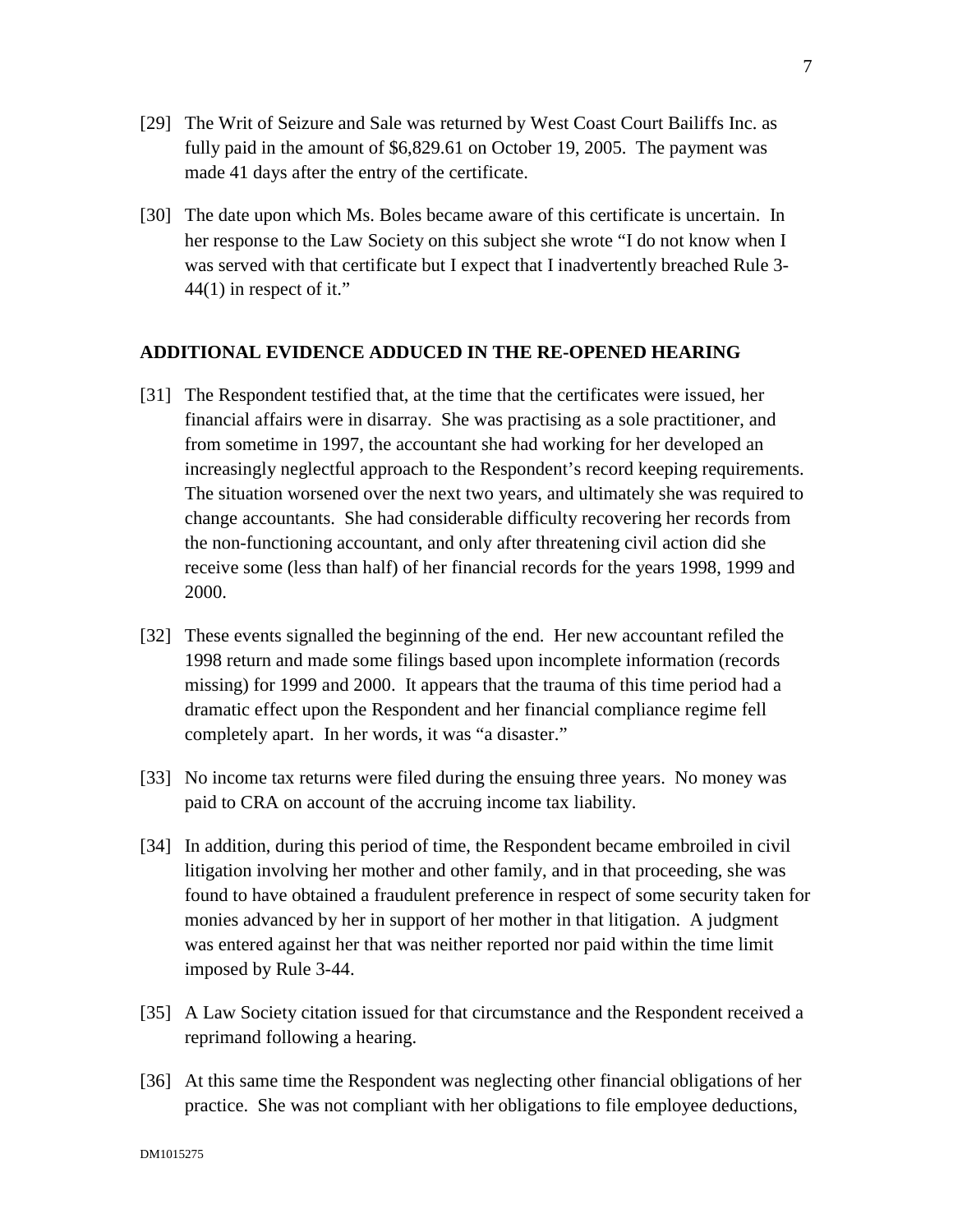[29] The Writ of Seizure and Sale was returned by West Coast Court Bailiffs Inc. as fully paid in the amount of $6,829.61 on October 19, 2005. The payment was made 41 days after the entry of the certificate.

[30] The date upon which Ms. Boles became aware of this certificate is uncertain. In her response to the Law Society on this subject she wrote "I do not know when I was served with that certificate but I expect that I inadvertently breached Rule 3-44(1) in respect of it."

## ADDITIONAL EVIDENCE ADDUCED IN THE RE-OPENED HEARING

[31] The Respondent testified that, at the time that the certificates were issued, her financial affairs were in disarray. She was practising as a sole practitioner, and from sometime in 1997, the accountant she had working for her developed an increasingly neglectful approach to the Respondent's record keeping requirements. The situation worsened over the next two years, and ultimately she was required to change accountants. She had considerable difficulty recovering her records from the non-functioning accountant, and only after threatening civil action did she receive some (less than half) of her financial records for the years 1998, 1999 and 2000.

[32] These events signalled the beginning of the end. Her new accountant refiled the 1998 return and made some filings based upon incomplete information (records missing) for 1999 and 2000. It appears that the trauma of this time period had a dramatic effect upon the Respondent and her financial compliance regime fell completely apart. In her words, it was "a disaster."

[33] No income tax returns were filed during the ensuing three years. No money was paid to CRA on account of the accruing income tax liability.

[34] In addition, during this period of time, the Respondent became embroiled in civil litigation involving her mother and other family, and in that proceeding, she was found to have obtained a fraudulent preference in respect of some security taken for monies advanced by her in support of her mother in that litigation. A judgment was entered against her that was neither reported nor paid within the time limit imposed by Rule 3-44.

[35] A Law Society citation issued for that circumstance and the Respondent received a reprimand following a hearing.

[36] At this same time the Respondent was neglecting other financial obligations of her practice. She was not compliant with her obligations to file employee deductions,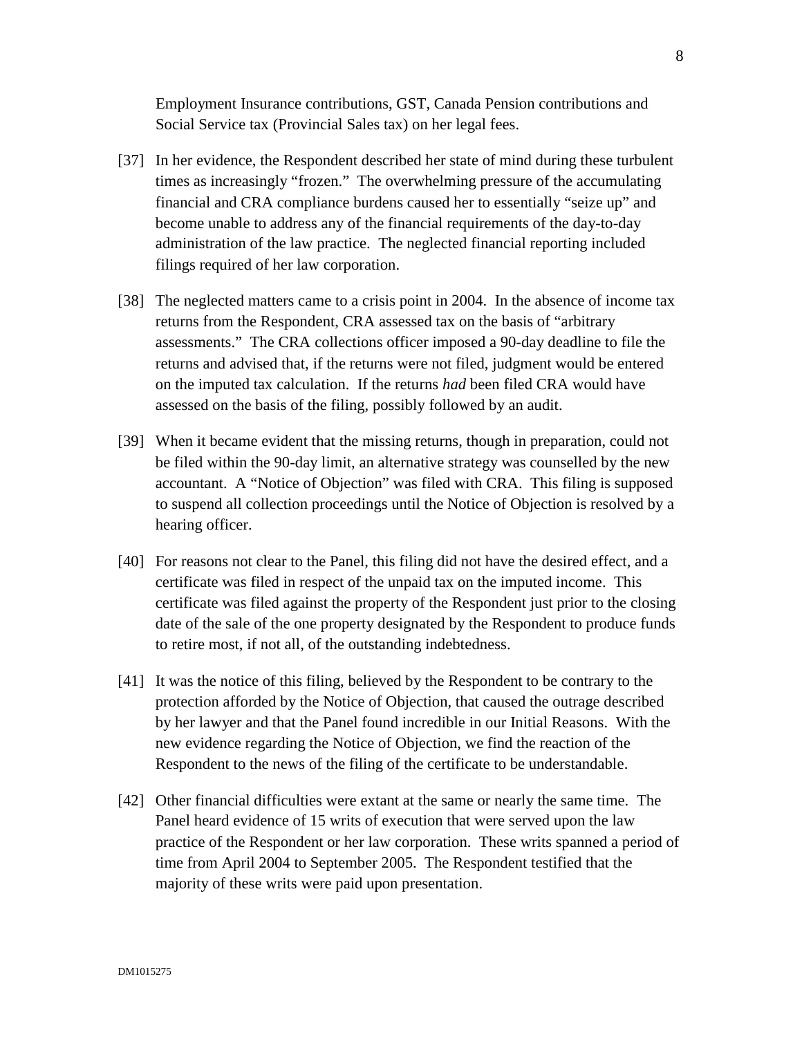Employment Insurance contributions, GST, Canada Pension contributions and Social Service tax (Provincial Sales tax) on her legal fees.

[37] In her evidence, the Respondent described her state of mind during these turbulent times as increasingly "frozen." The overwhelming pressure of the accumulating financial and CRA compliance burdens caused her to essentially "seize up" and become unable to address any of the financial requirements of the day-to-day administration of the law practice. The neglected financial reporting included filings required of her law corporation.

[38] The neglected matters came to a crisis point in 2004. In the absence of income tax returns from the Respondent, CRA assessed tax on the basis of "arbitrary assessments." The CRA collections officer imposed a 90-day deadline to file the returns and advised that, if the returns were not filed, judgment would be entered on the imputed tax calculation. If the returns *had* been filed CRA would have assessed on the basis of the filing, possibly followed by an audit.

[39] When it became evident that the missing returns, though in preparation, could not be filed within the 90-day limit, an alternative strategy was counselled by the new accountant. A "Notice of Objection" was filed with CRA. This filing is supposed to suspend all collection proceedings until the Notice of Objection is resolved by a hearing officer.

[40] For reasons not clear to the Panel, this filing did not have the desired effect, and a certificate was filed in respect of the unpaid tax on the imputed income. This certificate was filed against the property of the Respondent just prior to the closing date of the sale of the one property designated by the Respondent to produce funds to retire most, if not all, of the outstanding indebtedness.

[41] It was the notice of this filing, believed by the Respondent to be contrary to the protection afforded by the Notice of Objection, that caused the outrage described by her lawyer and that the Panel found incredible in our Initial Reasons. With the new evidence regarding the Notice of Objection, we find the reaction of the Respondent to the news of the filing of the certificate to be understandable.

[42] Other financial difficulties were extant at the same or nearly the same time. The Panel heard evidence of 15 writs of execution that were served upon the law practice of the Respondent or her law corporation. These writs spanned a period of time from April 2004 to September 2005. The Respondent testified that the majority of these writs were paid upon presentation.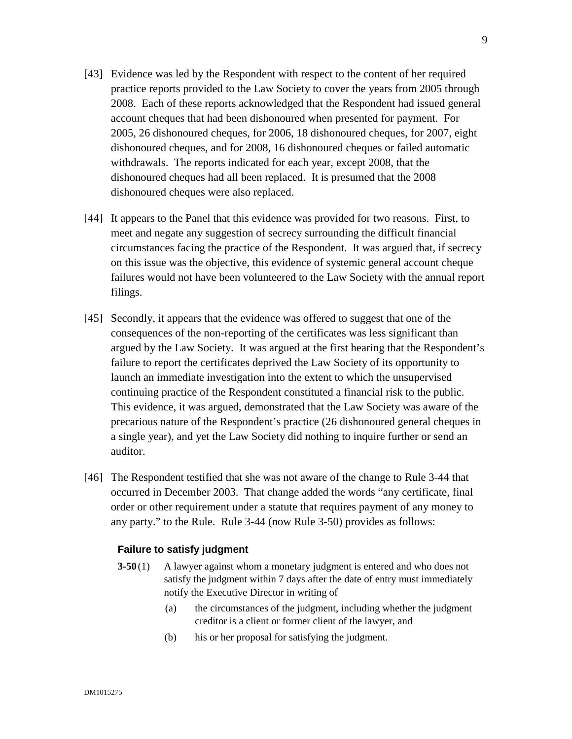[43] Evidence was led by the Respondent with respect to the content of her required practice reports provided to the Law Society to cover the years from 2005 through 2008. Each of these reports acknowledged that the Respondent had issued general account cheques that had been dishonoured when presented for payment. For 2005, 26 dishonoured cheques, for 2006, 18 dishonoured cheques, for 2007, eight dishonoured cheques, and for 2008, 16 dishonoured cheques or failed automatic withdrawals. The reports indicated for each year, except 2008, that the dishonoured cheques had all been replaced. It is presumed that the 2008 dishonoured cheques were also replaced.

[44] It appears to the Panel that this evidence was provided for two reasons. First, to meet and negate any suggestion of secrecy surrounding the difficult financial circumstances facing the practice of the Respondent. It was argued that, if secrecy on this issue was the objective, this evidence of systemic general account cheque failures would not have been volunteered to the Law Society with the annual report filings.

[45] Secondly, it appears that the evidence was offered to suggest that one of the consequences of the non-reporting of the certificates was less significant than argued by the Law Society. It was argued at the first hearing that the Respondent's failure to report the certificates deprived the Law Society of its opportunity to launch an immediate investigation into the extent to which the unsupervised continuing practice of the Respondent constituted a financial risk to the public. This evidence, it was argued, demonstrated that the Law Society was aware of the precarious nature of the Respondent's practice (26 dishonoured general cheques in a single year), and yet the Law Society did nothing to inquire further or send an auditor.

[46] The Respondent testified that she was not aware of the change to Rule 3-44 that occurred in December 2003. That change added the words "any certificate, final order or other requirement under a statute that requires payment of any money to any party." to the Rule. Rule 3-44 (now Rule 3-50) provides as follows:

**Failure to satisfy judgment**

**3-50** (1) A lawyer against whom a monetary judgment is entered and who does not satisfy the judgment within 7 days after the date of entry must immediately notify the Executive Director in writing of

(a) the circumstances of the judgment, including whether the judgment creditor is a client or former client of the lawyer, and

(b) his or her proposal for satisfying the judgment.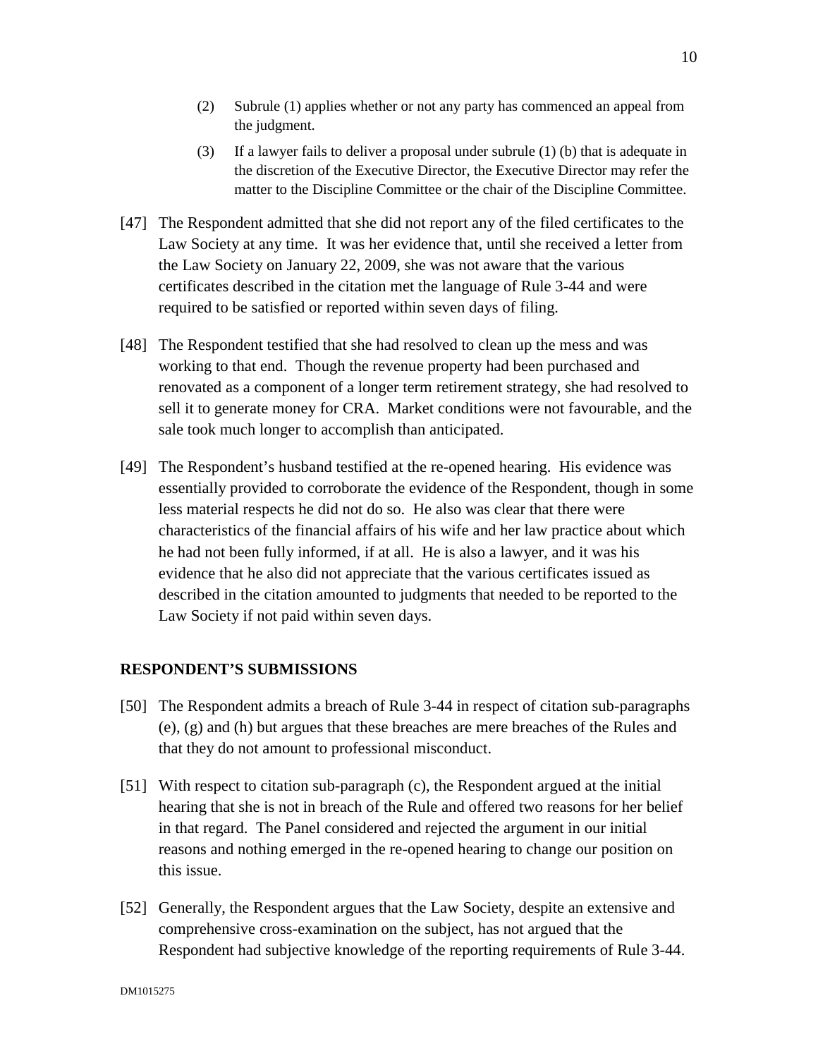(2) Subrule (1) applies whether or not any party has commenced an appeal from the judgment.

(3) If a lawyer fails to deliver a proposal under subrule (1) (b) that is adequate in the discretion of the Executive Director, the Executive Director may refer the matter to the Discipline Committee or the chair of the Discipline Committee.

[47] The Respondent admitted that she did not report any of the filed certificates to the Law Society at any time. It was her evidence that, until she received a letter from the Law Society on January 22, 2009, she was not aware that the various certificates described in the citation met the language of Rule 3-44 and were required to be satisfied or reported within seven days of filing.

[48] The Respondent testified that she had resolved to clean up the mess and was working to that end. Though the revenue property had been purchased and renovated as a component of a longer term retirement strategy, she had resolved to sell it to generate money for CRA. Market conditions were not favourable, and the sale took much longer to accomplish than anticipated.

[49] The Respondent's husband testified at the re-opened hearing. His evidence was essentially provided to corroborate the evidence of the Respondent, though in some less material respects he did not do so. He also was clear that there were characteristics of the financial affairs of his wife and her law practice about which he had not been fully informed, if at all. He is also a lawyer, and it was his evidence that he also did not appreciate that the various certificates issued as described in the citation amounted to judgments that needed to be reported to the Law Society if not paid within seven days.

## RESPONDENT'S SUBMISSIONS

[50] The Respondent admits a breach of Rule 3-44 in respect of citation sub-paragraphs (e), (g) and (h) but argues that these breaches are mere breaches of the Rules and that they do not amount to professional misconduct.

[51] With respect to citation sub-paragraph (c), the Respondent argued at the initial hearing that she is not in breach of the Rule and offered two reasons for her belief in that regard. The Panel considered and rejected the argument in our initial reasons and nothing emerged in the re-opened hearing to change our position on this issue.

[52] Generally, the Respondent argues that the Law Society, despite an extensive and comprehensive cross-examination on the subject, has not argued that the Respondent had subjective knowledge of the reporting requirements of Rule 3-44.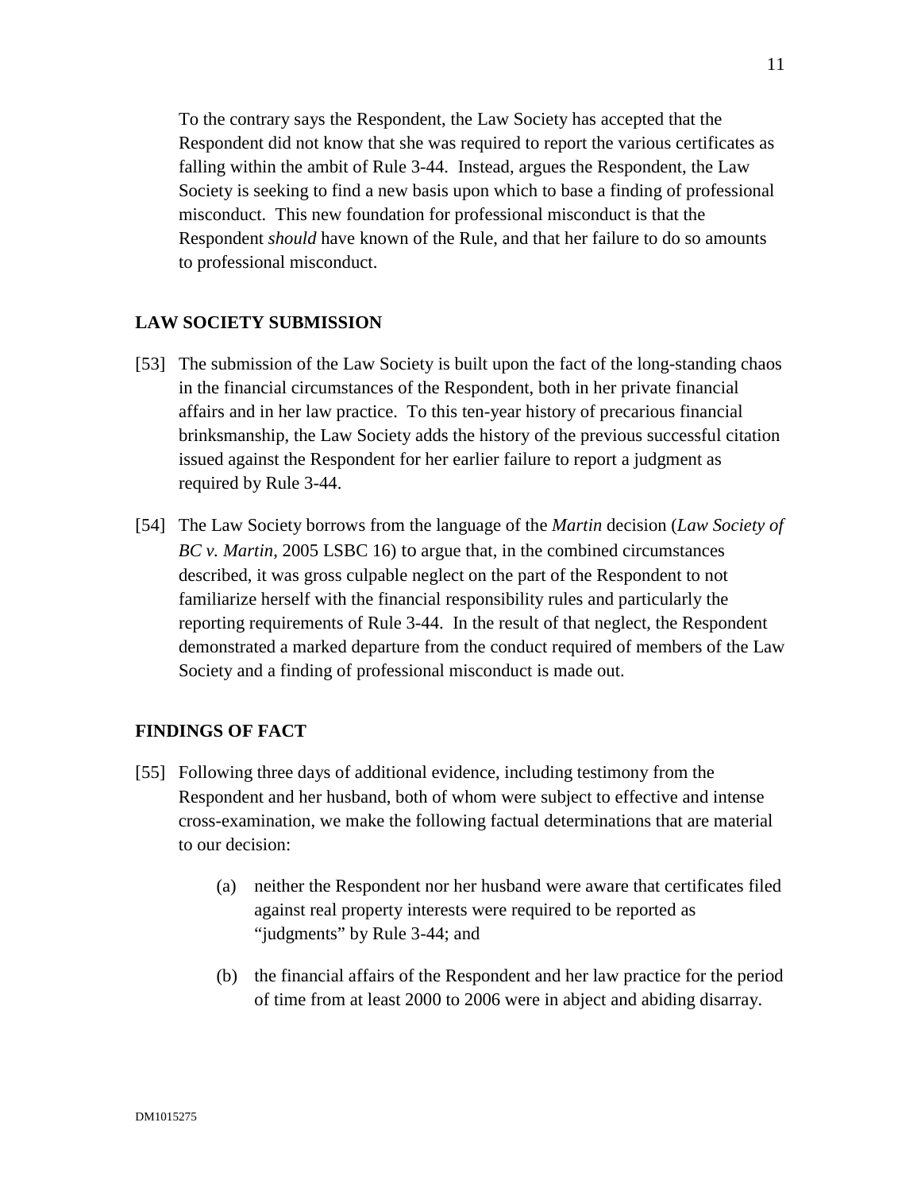To the contrary says the Respondent, the Law Society has accepted that the Respondent did not know that she was required to report the various certificates as falling within the ambit of Rule 3-44. Instead, argues the Respondent, the Law Society is seeking to find a new basis upon which to base a finding of professional misconduct. This new foundation for professional misconduct is that the Respondent *should* have known of the Rule, and that her failure to do so amounts to professional misconduct.

## LAW SOCIETY SUBMISSION

[53] The submission of the Law Society is built upon the fact of the long-standing chaos in the financial circumstances of the Respondent, both in her private financial affairs and in her law practice. To this ten-year history of precarious financial brinksmanship, the Law Society adds the history of the previous successful citation issued against the Respondent for her earlier failure to report a judgment as required by Rule 3-44.

[54] The Law Society borrows from the language of the *Martin* decision (*Law Society of BC v. Martin*, 2005 LSBC 16) to argue that, in the combined circumstances described, it was gross culpable neglect on the part of the Respondent to not familiarize herself with the financial responsibility rules and particularly the reporting requirements of Rule 3-44. In the result of that neglect, the Respondent demonstrated a marked departure from the conduct required of members of the Law Society and a finding of professional misconduct is made out.

## FINDINGS OF FACT

[55] Following three days of additional evidence, including testimony from the Respondent and her husband, both of whom were subject to effective and intense cross-examination, we make the following factual determinations that are material to our decision:

(a) neither the Respondent nor her husband were aware that certificates filed against real property interests were required to be reported as "judgments" by Rule 3-44; and

(b) the financial affairs of the Respondent and her law practice for the period of time from at least 2000 to 2006 were in abject and abiding disarray.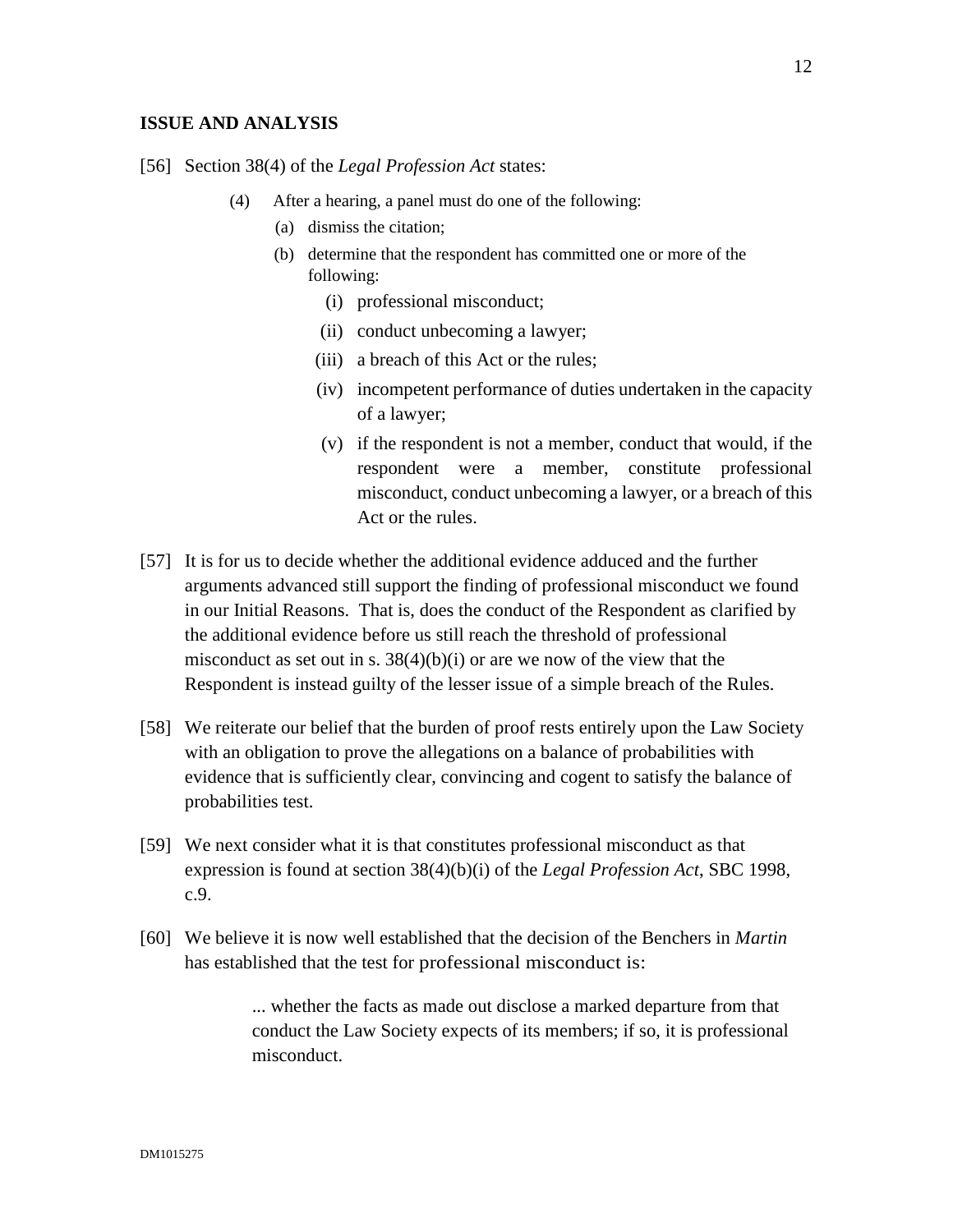## ISSUE AND ANALYSIS

[56] Section 38(4) of the *Legal Profession Act* states:

> (4) After a hearing, a panel must do one of the following:
>
> (a) dismiss the citation;
>
> (b) determine that the respondent has committed one or more of the following:
>
> (i) professional misconduct;
>
> (ii) conduct unbecoming a lawyer;
>
> (iii) a breach of this Act or the rules;
>
> (iv) incompetent performance of duties undertaken in the capacity of a lawyer;
>
> (v) if the respondent is not a member, conduct that would, if the respondent were a member, constitute professional misconduct, conduct unbecoming a lawyer, or a breach of this Act or the rules.

[57] It is for us to decide whether the additional evidence adduced and the further arguments advanced still support the finding of professional misconduct we found in our Initial Reasons. That is, does the conduct of the Respondent as clarified by the additional evidence before us still reach the threshold of professional misconduct as set out in s. 38(4)(b)(i) or are we now of the view that the Respondent is instead guilty of the lesser issue of a simple breach of the Rules.

[58] We reiterate our belief that the burden of proof rests entirely upon the Law Society with an obligation to prove the allegations on a balance of probabilities with evidence that is sufficiently clear, convincing and cogent to satisfy the balance of probabilities test.

[59] We next consider what it is that constitutes professional misconduct as that expression is found at section 38(4)(b)(i) of the *Legal Profession Act*, SBC 1998, c.9.

[60] We believe it is now well established that the decision of the Benchers in *Martin* has established that the test for professional misconduct is:

> ... whether the facts as made out disclose a marked departure from that conduct the Law Society expects of its members; if so, it is professional misconduct.

DM1015275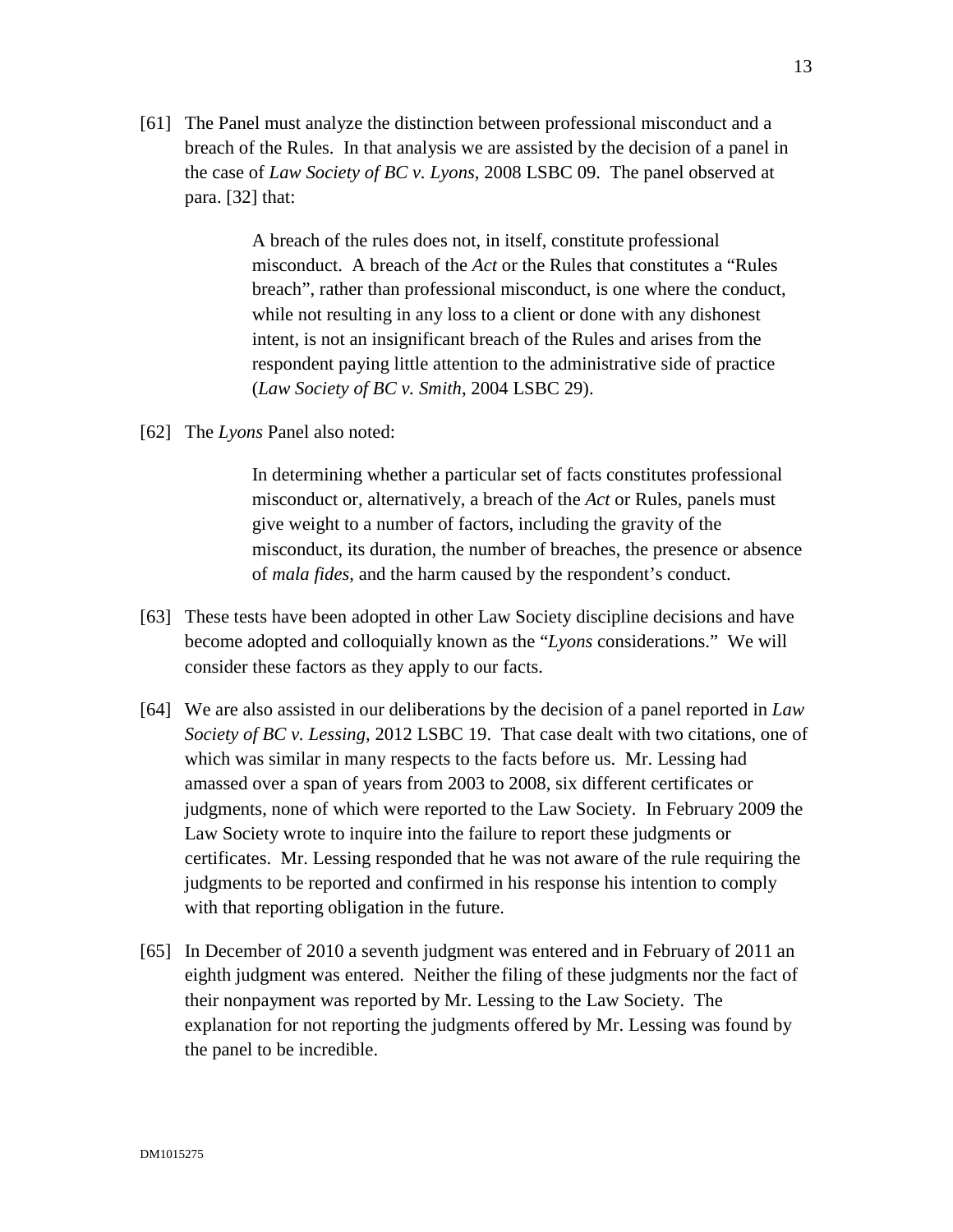[61] The Panel must analyze the distinction between professional misconduct and a breach of the Rules. In that analysis we are assisted by the decision of a panel in the case of *Law Society of BC v. Lyons*, 2008 LSBC 09. The panel observed at para. [32] that:

> A breach of the rules does not, in itself, constitute professional misconduct. A breach of the *Act* or the Rules that constitutes a "Rules breach", rather than professional misconduct, is one where the conduct, while not resulting in any loss to a client or done with any dishonest intent, is not an insignificant breach of the Rules and arises from the respondent paying little attention to the administrative side of practice (*Law Society of BC v. Smith*, 2004 LSBC 29).

[62] The *Lyons* Panel also noted:

> In determining whether a particular set of facts constitutes professional misconduct or, alternatively, a breach of the *Act* or Rules, panels must give weight to a number of factors, including the gravity of the misconduct, its duration, the number of breaches, the presence or absence of *mala fides*, and the harm caused by the respondent's conduct.

[63] These tests have been adopted in other Law Society discipline decisions and have become adopted and colloquially known as the "*Lyons* considerations." We will consider these factors as they apply to our facts.

[64] We are also assisted in our deliberations by the decision of a panel reported in *Law Society of BC v. Lessing*, 2012 LSBC 19. That case dealt with two citations, one of which was similar in many respects to the facts before us. Mr. Lessing had amassed over a span of years from 2003 to 2008, six different certificates or judgments, none of which were reported to the Law Society. In February 2009 the Law Society wrote to inquire into the failure to report these judgments or certificates. Mr. Lessing responded that he was not aware of the rule requiring the judgments to be reported and confirmed in his response his intention to comply with that reporting obligation in the future.

[65] In December of 2010 a seventh judgment was entered and in February of 2011 an eighth judgment was entered. Neither the filing of these judgments nor the fact of their nonpayment was reported by Mr. Lessing to the Law Society. The explanation for not reporting the judgments offered by Mr. Lessing was found by the panel to be incredible.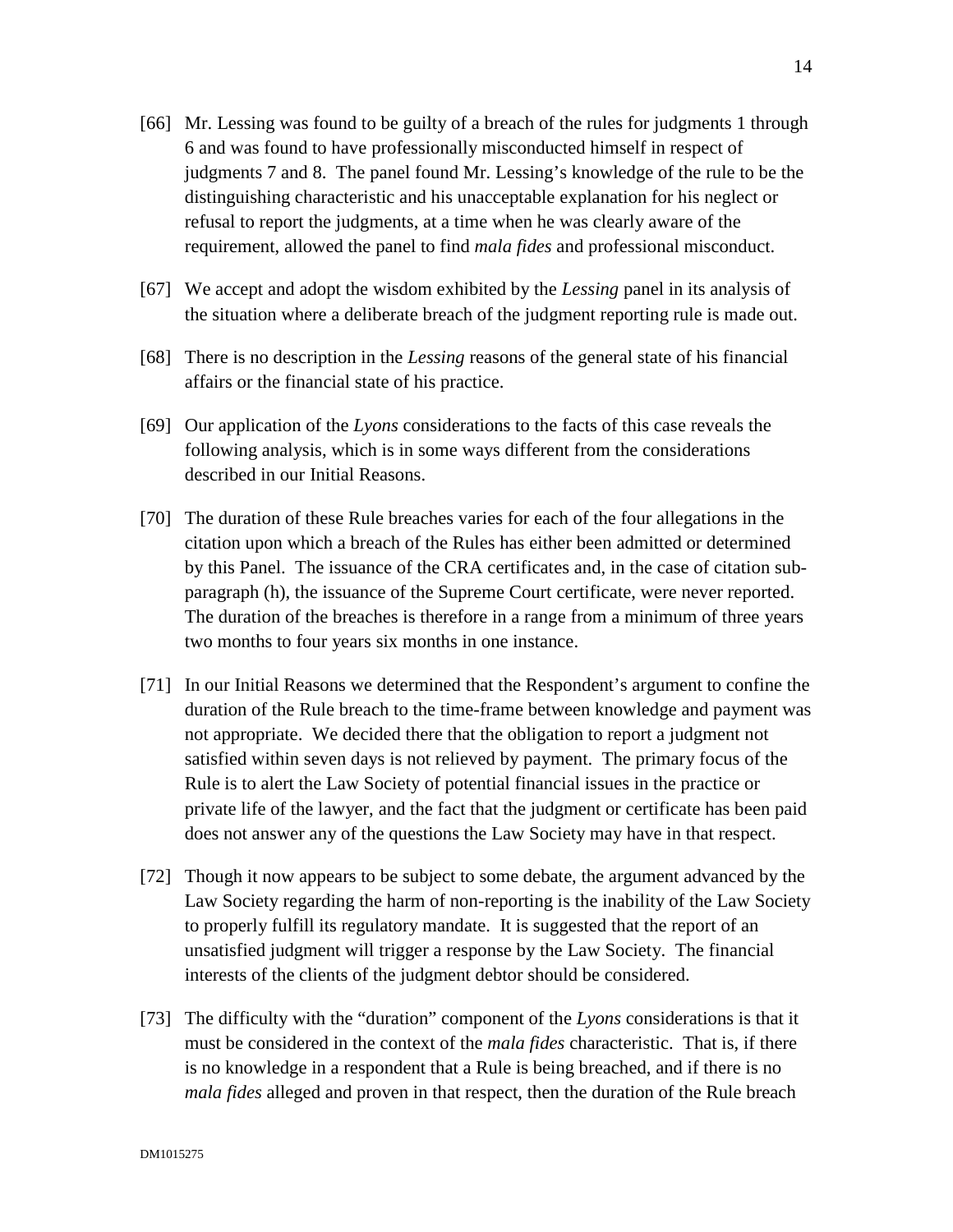[66] Mr. Lessing was found to be guilty of a breach of the rules for judgments 1 through 6 and was found to have professionally misconducted himself in respect of judgments 7 and 8. The panel found Mr. Lessing's knowledge of the rule to be the distinguishing characteristic and his unacceptable explanation for his neglect or refusal to report the judgments, at a time when he was clearly aware of the requirement, allowed the panel to find *mala fides* and professional misconduct.

[67] We accept and adopt the wisdom exhibited by the *Lessing* panel in its analysis of the situation where a deliberate breach of the judgment reporting rule is made out.

[68] There is no description in the *Lessing* reasons of the general state of his financial affairs or the financial state of his practice.

[69] Our application of the *Lyons* considerations to the facts of this case reveals the following analysis, which is in some ways different from the considerations described in our Initial Reasons.

[70] The duration of these Rule breaches varies for each of the four allegations in the citation upon which a breach of the Rules has either been admitted or determined by this Panel. The issuance of the CRA certificates and, in the case of citation sub-paragraph (h), the issuance of the Supreme Court certificate, were never reported. The duration of the breaches is therefore in a range from a minimum of three years two months to four years six months in one instance.

[71] In our Initial Reasons we determined that the Respondent's argument to confine the duration of the Rule breach to the time-frame between knowledge and payment was not appropriate. We decided there that the obligation to report a judgment not satisfied within seven days is not relieved by payment. The primary focus of the Rule is to alert the Law Society of potential financial issues in the practice or private life of the lawyer, and the fact that the judgment or certificate has been paid does not answer any of the questions the Law Society may have in that respect.

[72] Though it now appears to be subject to some debate, the argument advanced by the Law Society regarding the harm of non-reporting is the inability of the Law Society to properly fulfill its regulatory mandate. It is suggested that the report of an unsatisfied judgment will trigger a response by the Law Society. The financial interests of the clients of the judgment debtor should be considered.

[73] The difficulty with the "duration" component of the *Lyons* considerations is that it must be considered in the context of the *mala fides* characteristic. That is, if there is no knowledge in a respondent that a Rule is being breached, and if there is no *mala fides* alleged and proven in that respect, then the duration of the Rule breach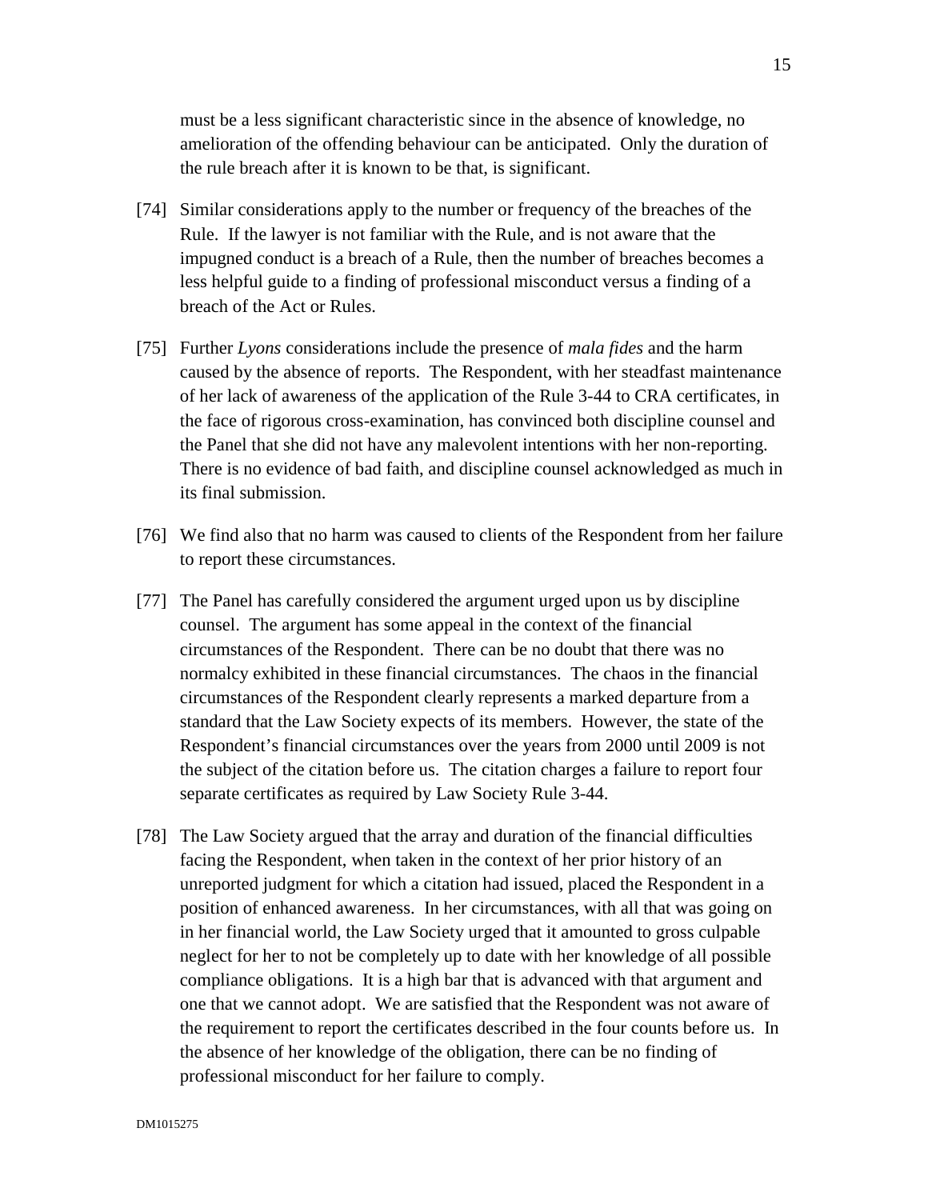must be a less significant characteristic since in the absence of knowledge, no amelioration of the offending behaviour can be anticipated. Only the duration of the rule breach after it is known to be that, is significant.

[74] Similar considerations apply to the number or frequency of the breaches of the Rule. If the lawyer is not familiar with the Rule, and is not aware that the impugned conduct is a breach of a Rule, then the number of breaches becomes a less helpful guide to a finding of professional misconduct versus a finding of a breach of the Act or Rules.

[75] Further *Lyons* considerations include the presence of *mala fides* and the harm caused by the absence of reports. The Respondent, with her steadfast maintenance of her lack of awareness of the application of the Rule 3-44 to CRA certificates, in the face of rigorous cross-examination, has convinced both discipline counsel and the Panel that she did not have any malevolent intentions with her non-reporting. There is no evidence of bad faith, and discipline counsel acknowledged as much in its final submission.

[76] We find also that no harm was caused to clients of the Respondent from her failure to report these circumstances.

[77] The Panel has carefully considered the argument urged upon us by discipline counsel. The argument has some appeal in the context of the financial circumstances of the Respondent. There can be no doubt that there was no normalcy exhibited in these financial circumstances. The chaos in the financial circumstances of the Respondent clearly represents a marked departure from a standard that the Law Society expects of its members. However, the state of the Respondent's financial circumstances over the years from 2000 until 2009 is not the subject of the citation before us. The citation charges a failure to report four separate certificates as required by Law Society Rule 3-44.

[78] The Law Society argued that the array and duration of the financial difficulties facing the Respondent, when taken in the context of her prior history of an unreported judgment for which a citation had issued, placed the Respondent in a position of enhanced awareness. In her circumstances, with all that was going on in her financial world, the Law Society urged that it amounted to gross culpable neglect for her to not be completely up to date with her knowledge of all possible compliance obligations. It is a high bar that is advanced with that argument and one that we cannot adopt. We are satisfied that the Respondent was not aware of the requirement to report the certificates described in the four counts before us. In the absence of her knowledge of the obligation, there can be no finding of professional misconduct for her failure to comply.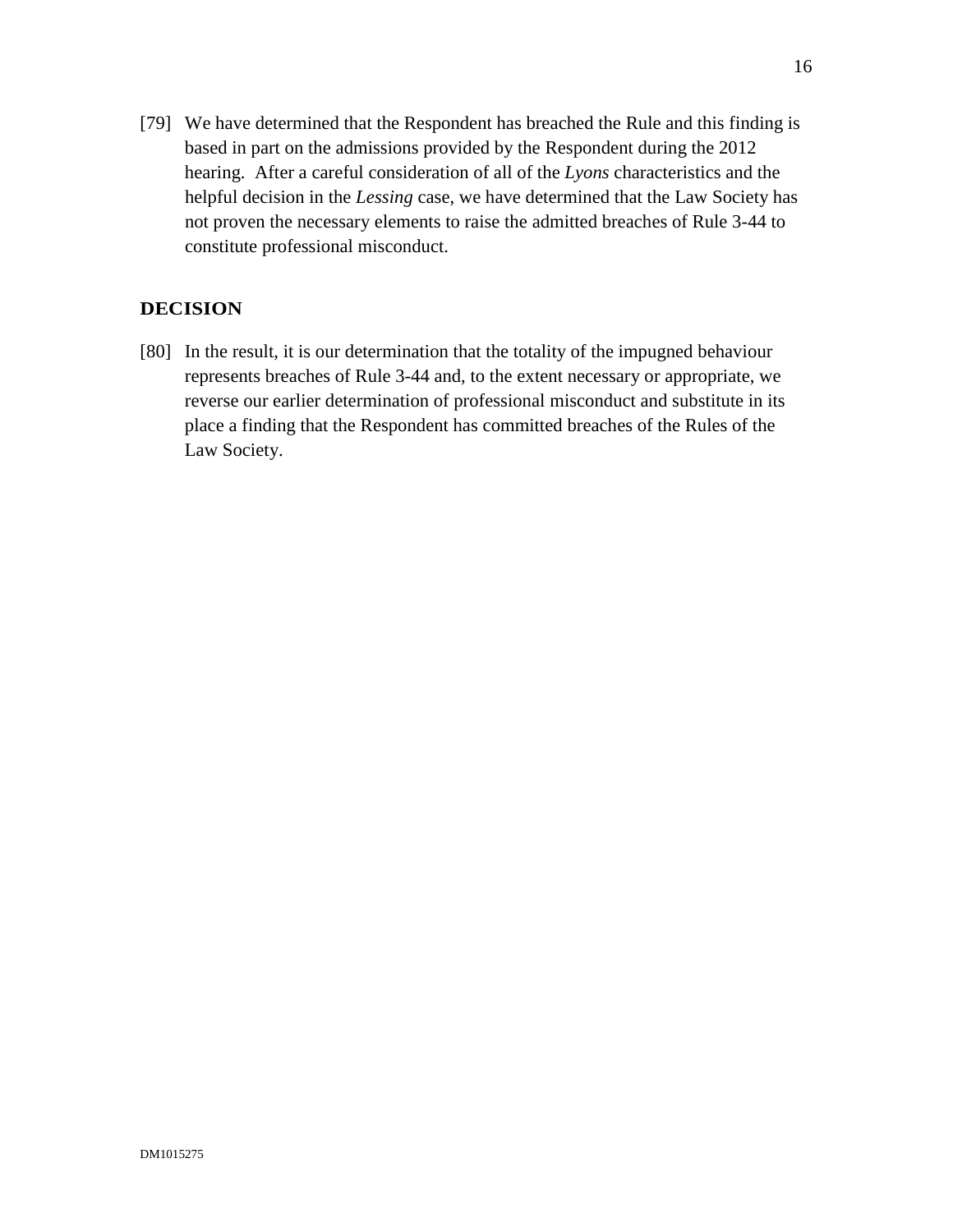[79] We have determined that the Respondent has breached the Rule and this finding is based in part on the admissions provided by the Respondent during the 2012 hearing. After a careful consideration of all of the *Lyons* characteristics and the helpful decision in the *Lessing* case, we have determined that the Law Society has not proven the necessary elements to raise the admitted breaches of Rule 3-44 to constitute professional misconduct.

## DECISION

[80] In the result, it is our determination that the totality of the impugned behaviour represents breaches of Rule 3-44 and, to the extent necessary or appropriate, we reverse our earlier determination of professional misconduct and substitute in its place a finding that the Respondent has committed breaches of the Rules of the Law Society.

DM1015275